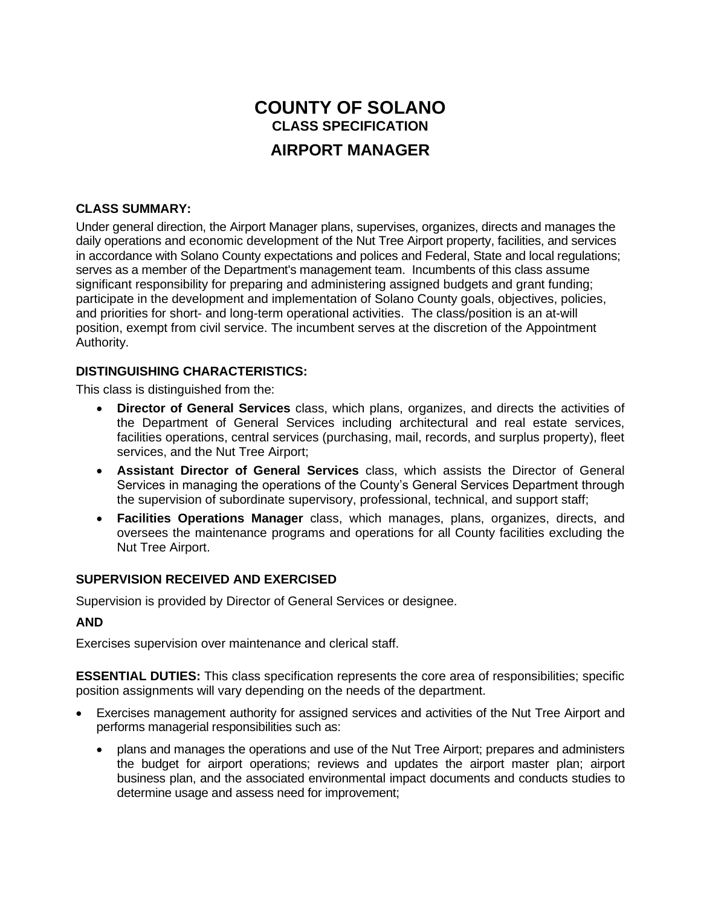# COUNTY OF SOLANO

## CLASS SPECIFICATION

## AIRPORT MANAGER

### CLASS SUMMARY:

Under general direction, the Airport Manager plans, supervises, organizes, directs and manages the daily operations and economic development of the Nut Tree Airport property, facilities, and services in accordance with Solano County expectations and polices and Federal, State and local regulations; serves as a member of the Department's management team. Incumbents of this class assume significant responsibility for preparing and administering assigned budgets and grant funding; participate in the development and implementation of Solano County goals, objectives, policies, and priorities for short- and long-term operational activities. The class/position is an at-will position, exempt from civil service. The incumbent serves at the discretion of the Appointment Authority.

### DISTINGUISHING CHARACTERISTICS:

This class is distinguished from the:

- **Director of General Services** class, which plans, organizes, and directs the activities of the Department of General Services including architectural and real estate services, facilities operations, central services (purchasing, mail, records, and surplus property), fleet services, and the Nut Tree Airport;
- **Assistant Director of General Services** class, which assists the Director of General Services in managing the operations of the County's General Services Department through the supervision of subordinate supervisory, professional, technical, and support staff;
- **Facilities Operations Manager** class, which manages, plans, organizes, directs, and oversees the maintenance programs and operations for all County facilities excluding the Nut Tree Airport.

### SUPERVISION RECEIVED AND EXERCISED

Supervision is provided by Director of General Services or designee.

**AND**

Exercises supervision over maintenance and clerical staff.

**ESSENTIAL DUTIES:** This class specification represents the core area of responsibilities; specific position assignments will vary depending on the needs of the department.

- Exercises management authority for assigned services and activities of the Nut Tree Airport and performs managerial responsibilities such as:
  - plans and manages the operations and use of the Nut Tree Airport; prepares and administers the budget for airport operations; reviews and updates the airport master plan; airport business plan, and the associated environmental impact documents and conducts studies to determine usage and assess need for improvement;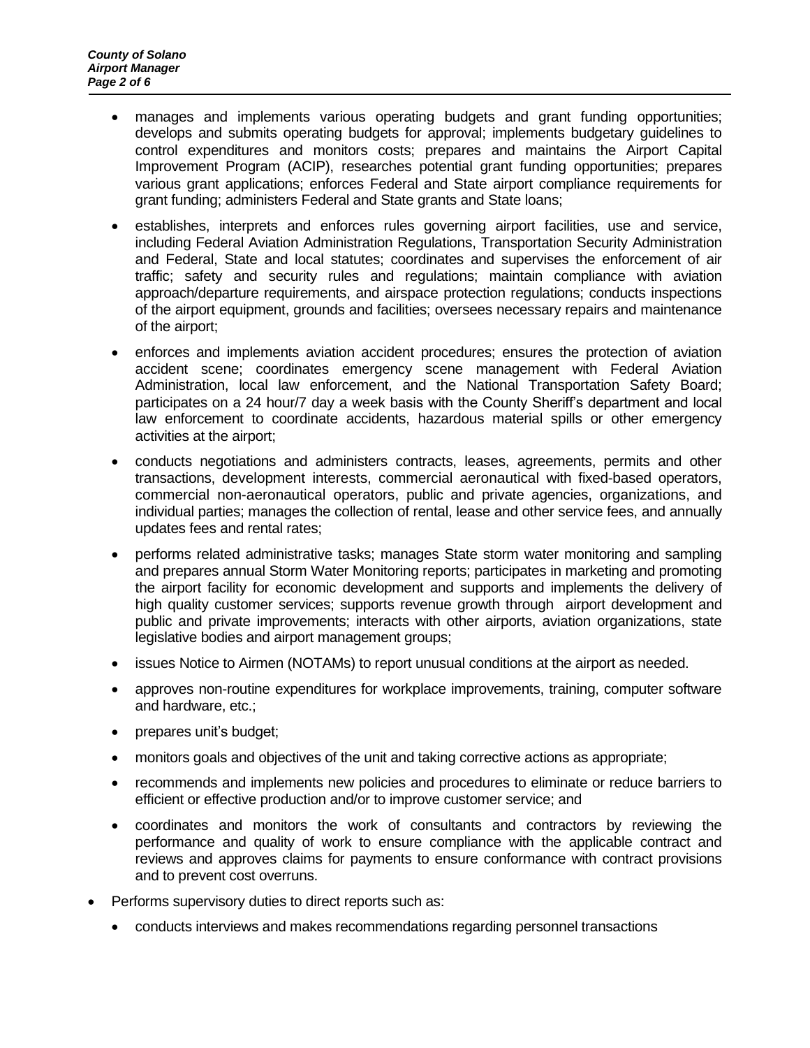- manages and implements various operating budgets and grant funding opportunities; develops and submits operating budgets for approval; implements budgetary guidelines to control expenditures and monitors costs; prepares and maintains the Airport Capital Improvement Program (ACIP), researches potential grant funding opportunities; prepares various grant applications; enforces Federal and State airport compliance requirements for grant funding; administers Federal and State grants and State loans;
- establishes, interprets and enforces rules governing airport facilities, use and service, including Federal Aviation Administration Regulations, Transportation Security Administration and Federal, State and local statutes; coordinates and supervises the enforcement of air traffic; safety and security rules and regulations; maintain compliance with aviation approach/departure requirements, and airspace protection regulations; conducts inspections of the airport equipment, grounds and facilities; oversees necessary repairs and maintenance of the airport;
- enforces and implements aviation accident procedures; ensures the protection of aviation accident scene; coordinates emergency scene management with Federal Aviation Administration, local law enforcement, and the National Transportation Safety Board; participates on a 24 hour/7 day a week basis with the County Sheriff's department and local law enforcement to coordinate accidents, hazardous material spills or other emergency activities at the airport;
- conducts negotiations and administers contracts, leases, agreements, permits and other transactions, development interests, commercial aeronautical with fixed-based operators, commercial non-aeronautical operators, public and private agencies, organizations, and individual parties; manages the collection of rental, lease and other service fees, and annually updates fees and rental rates;
- performs related administrative tasks; manages State storm water monitoring and sampling and prepares annual Storm Water Monitoring reports; participates in marketing and promoting the airport facility for economic development and supports and implements the delivery of high quality customer services; supports revenue growth through airport development and public and private improvements; interacts with other airports, aviation organizations, state legislative bodies and airport management groups;
- issues Notice to Airmen (NOTAMs) to report unusual conditions at the airport as needed.
- approves non-routine expenditures for workplace improvements, training, computer software and hardware, etc.;
- prepares unit's budget;
- monitors goals and objectives of the unit and taking corrective actions as appropriate;
- recommends and implements new policies and procedures to eliminate or reduce barriers to efficient or effective production and/or to improve customer service; and
- coordinates and monitors the work of consultants and contractors by reviewing the performance and quality of work to ensure compliance with the applicable contract and reviews and approves claims for payments to ensure conformance with contract provisions and to prevent cost overruns.

- Performs supervisory duties to direct reports such as:
  - conducts interviews and makes recommendations regarding personnel transactions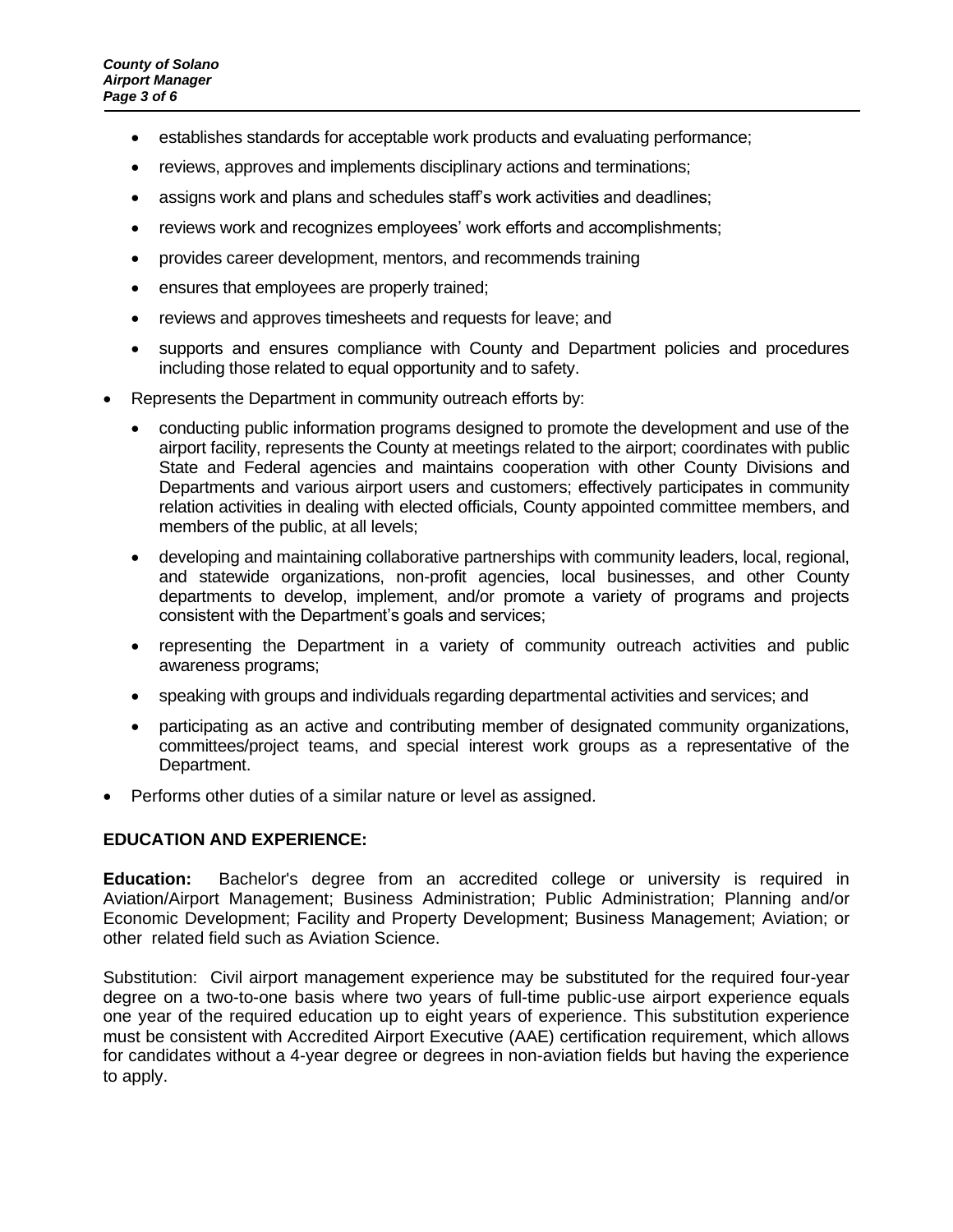- establishes standards for acceptable work products and evaluating performance;
- reviews, approves and implements disciplinary actions and terminations;
- assigns work and plans and schedules staff's work activities and deadlines;
- reviews work and recognizes employees' work efforts and accomplishments;
- provides career development, mentors, and recommends training
- ensures that employees are properly trained;
- reviews and approves timesheets and requests for leave; and
- supports and ensures compliance with County and Department policies and procedures including those related to equal opportunity and to safety.

- Represents the Department in community outreach efforts by:
  - conducting public information programs designed to promote the development and use of the airport facility, represents the County at meetings related to the airport; coordinates with public State and Federal agencies and maintains cooperation with other County Divisions and Departments and various airport users and customers; effectively participates in community relation activities in dealing with elected officials, County appointed committee members, and members of the public, at all levels;
  - developing and maintaining collaborative partnerships with community leaders, local, regional, and statewide organizations, non-profit agencies, local businesses, and other County departments to develop, implement, and/or promote a variety of programs and projects consistent with the Department's goals and services;
  - representing the Department in a variety of community outreach activities and public awareness programs;
  - speaking with groups and individuals regarding departmental activities and services; and
  - participating as an active and contributing member of designated community organizations, committees/project teams, and special interest work groups as a representative of the Department.
- Performs other duties of a similar nature or level as assigned.

## EDUCATION AND EXPERIENCE:

**Education:** Bachelor's degree from an accredited college or university is required in Aviation/Airport Management; Business Administration; Public Administration; Planning and/or Economic Development; Facility and Property Development; Business Management; Aviation; or other related field such as Aviation Science.

Substitution: Civil airport management experience may be substituted for the required four-year degree on a two-to-one basis where two years of full-time public-use airport experience equals one year of the required education up to eight years of experience. This substitution experience must be consistent with Accredited Airport Executive (AAE) certification requirement, which allows for candidates without a 4-year degree or degrees in non-aviation fields but having the experience to apply.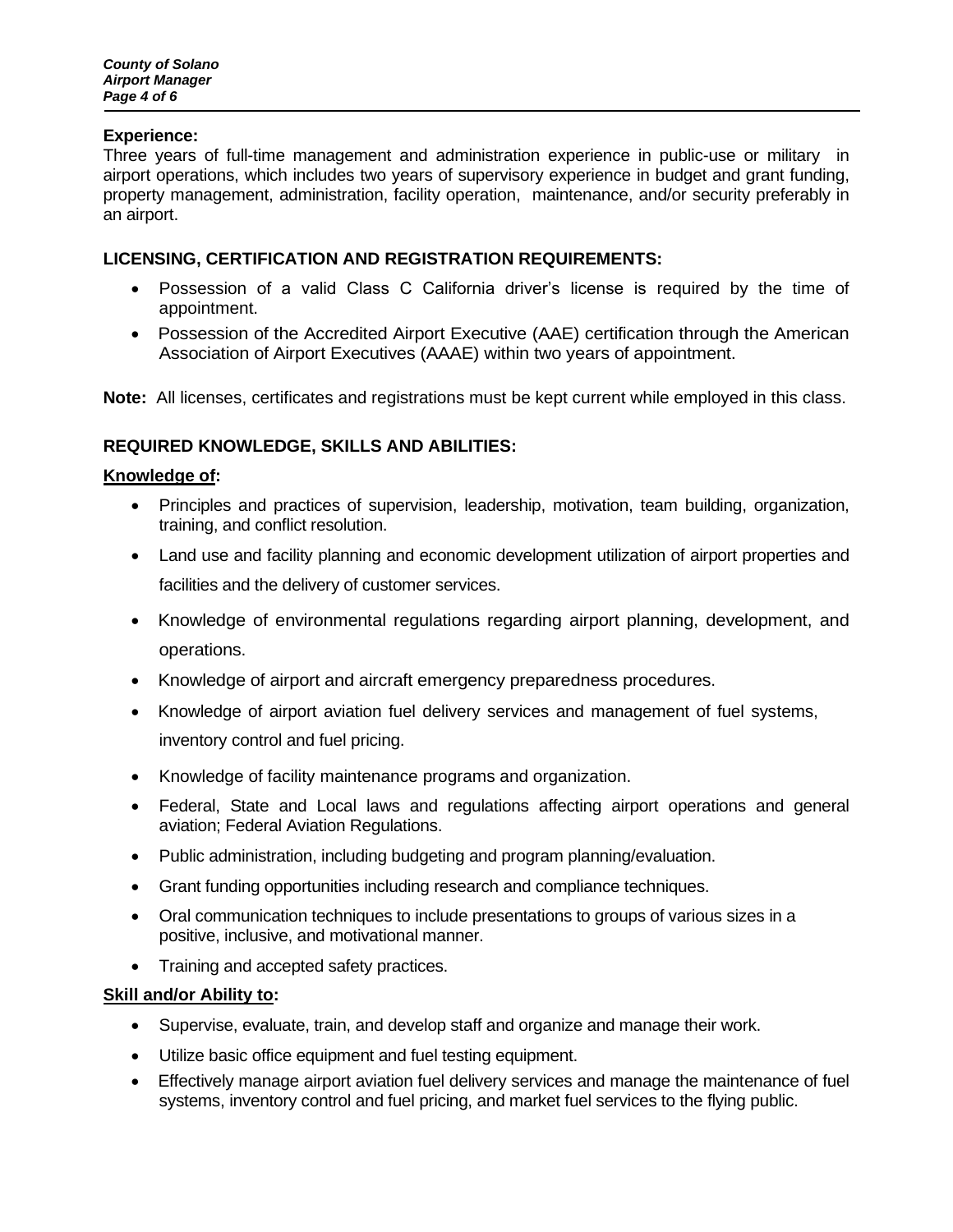**Experience:**
Three years of full-time management and administration experience in public-use or military in airport operations, which includes two years of supervisory experience in budget and grant funding, property management, administration, facility operation, maintenance, and/or security preferably in an airport.

## LICENSING, CERTIFICATION AND REGISTRATION REQUIREMENTS:

- Possession of a valid Class C California driver's license is required by the time of appointment.
- Possession of the Accredited Airport Executive (AAE) certification through the American Association of Airport Executives (AAAE) within two years of appointment.

**Note:** All licenses, certificates and registrations must be kept current while employed in this class.

## REQUIRED KNOWLEDGE, SKILLS AND ABILITIES:

### Knowledge of:

- Principles and practices of supervision, leadership, motivation, team building, organization, training, and conflict resolution.
- Land use and facility planning and economic development utilization of airport properties and facilities and the delivery of customer services.
- Knowledge of environmental regulations regarding airport planning, development, and operations.
- Knowledge of airport and aircraft emergency preparedness procedures.
- Knowledge of airport aviation fuel delivery services and management of fuel systems, inventory control and fuel pricing.
- Knowledge of facility maintenance programs and organization.
- Federal, State and Local laws and regulations affecting airport operations and general aviation; Federal Aviation Regulations.
- Public administration, including budgeting and program planning/evaluation.
- Grant funding opportunities including research and compliance techniques.
- Oral communication techniques to include presentations to groups of various sizes in a positive, inclusive, and motivational manner.
- Training and accepted safety practices.

### Skill and/or Ability to:

- Supervise, evaluate, train, and develop staff and organize and manage their work.
- Utilize basic office equipment and fuel testing equipment.
- Effectively manage airport aviation fuel delivery services and manage the maintenance of fuel systems, inventory control and fuel pricing, and market fuel services to the flying public.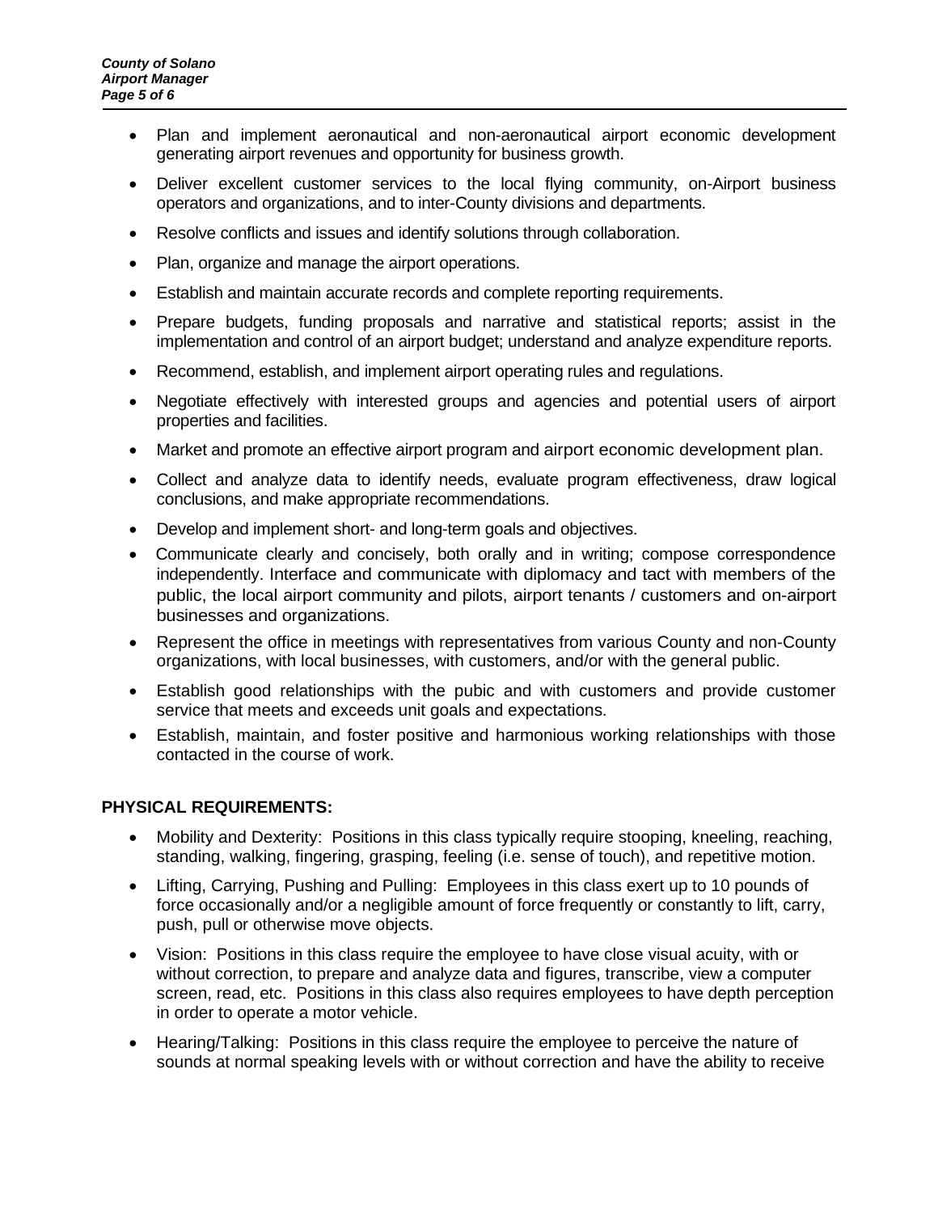- Plan and implement aeronautical and non-aeronautical airport economic development generating airport revenues and opportunity for business growth.
- Deliver excellent customer services to the local flying community, on-Airport business operators and organizations, and to inter-County divisions and departments.
- Resolve conflicts and issues and identify solutions through collaboration.
- Plan, organize and manage the airport operations.
- Establish and maintain accurate records and complete reporting requirements.
- Prepare budgets, funding proposals and narrative and statistical reports; assist in the implementation and control of an airport budget; understand and analyze expenditure reports.
- Recommend, establish, and implement airport operating rules and regulations.
- Negotiate effectively with interested groups and agencies and potential users of airport properties and facilities.
- Market and promote an effective airport program and airport economic development plan.
- Collect and analyze data to identify needs, evaluate program effectiveness, draw logical conclusions, and make appropriate recommendations.
- Develop and implement short- and long-term goals and objectives.
- Communicate clearly and concisely, both orally and in writing; compose correspondence independently. Interface and communicate with diplomacy and tact with members of the public, the local airport community and pilots, airport tenants / customers and on-airport businesses and organizations.
- Represent the office in meetings with representatives from various County and non-County organizations, with local businesses, with customers, and/or with the general public.
- Establish good relationships with the pubic and with customers and provide customer service that meets and exceeds unit goals and expectations.
- Establish, maintain, and foster positive and harmonious working relationships with those contacted in the course of work.

**PHYSICAL REQUIREMENTS:**

- Mobility and Dexterity: Positions in this class typically require stooping, kneeling, reaching, standing, walking, fingering, grasping, feeling (i.e. sense of touch), and repetitive motion.
- Lifting, Carrying, Pushing and Pulling: Employees in this class exert up to 10 pounds of force occasionally and/or a negligible amount of force frequently or constantly to lift, carry, push, pull or otherwise move objects.
- Vision: Positions in this class require the employee to have close visual acuity, with or without correction, to prepare and analyze data and figures, transcribe, view a computer screen, read, etc. Positions in this class also requires employees to have depth perception in order to operate a motor vehicle.
- Hearing/Talking: Positions in this class require the employee to perceive the nature of sounds at normal speaking levels with or without correction and have the ability to receive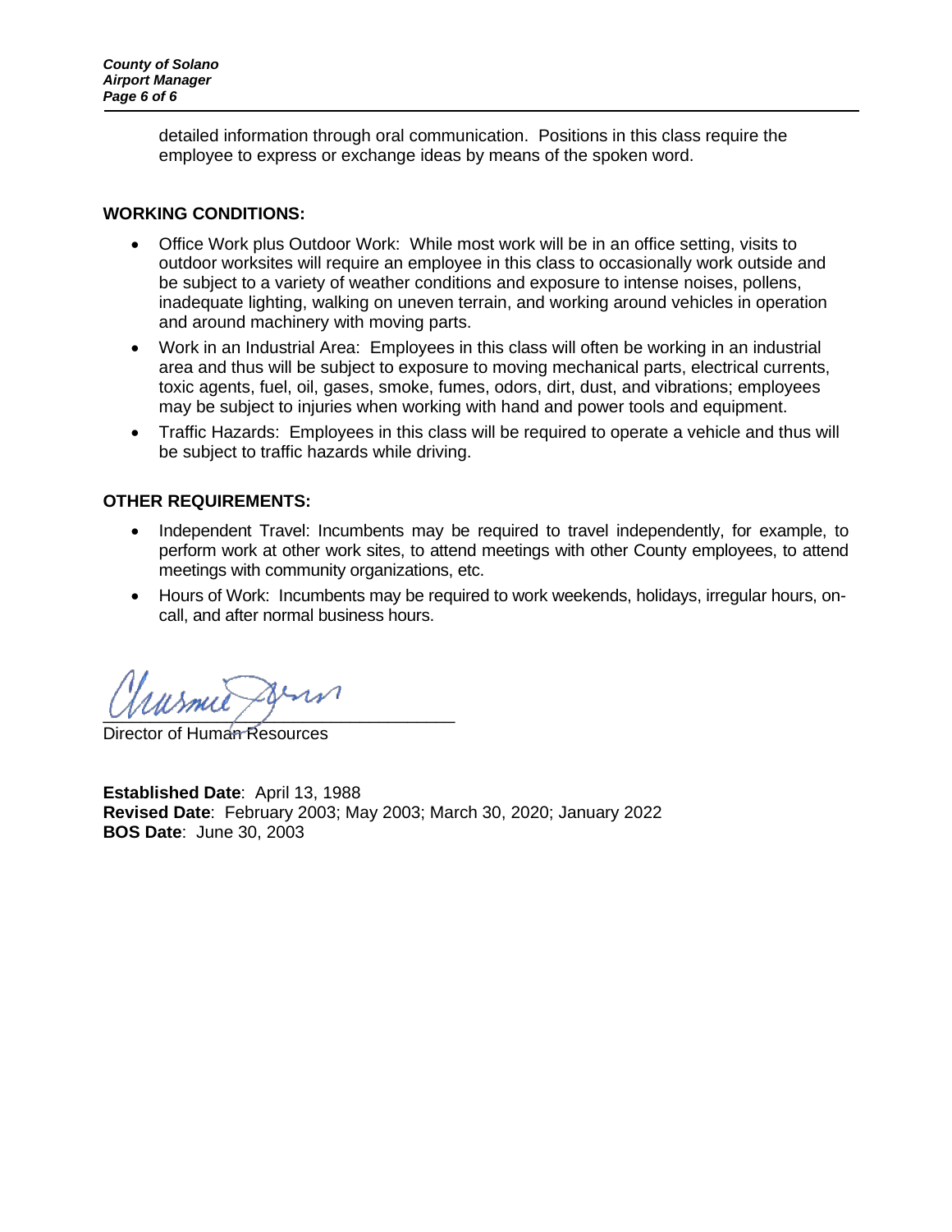detailed information through oral communication. Positions in this class require the employee to express or exchange ideas by means of the spoken word.

**WORKING CONDITIONS:**

- Office Work plus Outdoor Work: While most work will be in an office setting, visits to outdoor worksites will require an employee in this class to occasionally work outside and be subject to a variety of weather conditions and exposure to intense noises, pollens, inadequate lighting, walking on uneven terrain, and working around vehicles in operation and around machinery with moving parts.
- Work in an Industrial Area: Employees in this class will often be working in an industrial area and thus will be subject to exposure to moving mechanical parts, electrical currents, toxic agents, fuel, oil, gases, smoke, fumes, odors, dirt, dust, and vibrations; employees may be subject to injuries when working with hand and power tools and equipment.
- Traffic Hazards: Employees in this class will be required to operate a vehicle and thus will be subject to traffic hazards while driving.

**OTHER REQUIREMENTS:**

- Independent Travel: Incumbents may be required to travel independently, for example, to perform work at other work sites, to attend meetings with other County employees, to attend meetings with community organizations, etc.
- Hours of Work: Incumbents may be required to work weekends, holidays, irregular hours, on-call, and after normal business hours.

Director of Human Resources

**Established Date**: April 13, 1988
**Revised Date**: February 2003; May 2003; March 30, 2020; January 2022
**BOS Date**: June 30, 2003